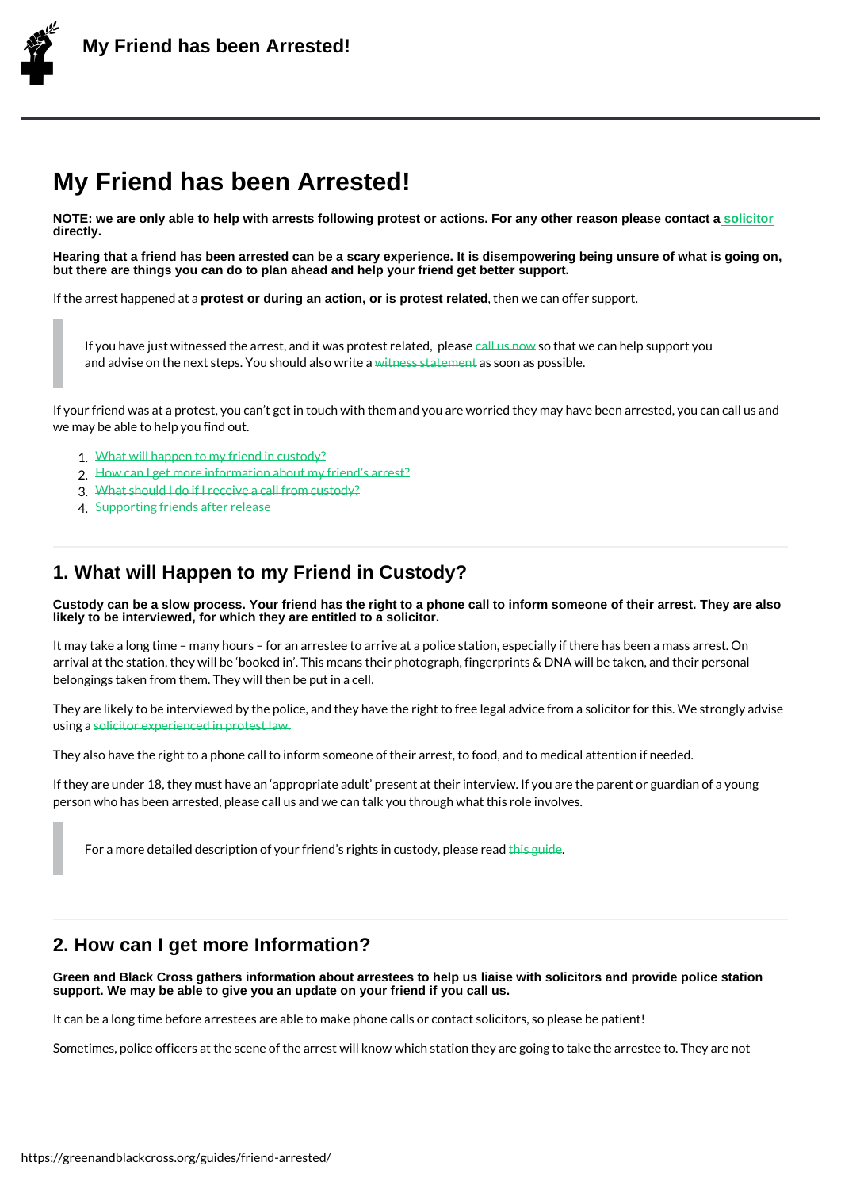# My Friend has been Arrested!

**NOTE: we are only able to help with arrests following protest or actions. For any other reason please contact a solicitor directly.**

**Hearing that a friend has been arrested can be a scary experience. It is disempowering being unsure of what is going on, but there are things you can do to plan ahead and help your friend get better support.**

If the arrest happened at a **protest or during an action, or is protest related**, then we can offer support.

> If you have just witnessed the arrest, and it was protest related, please call us now so that we can help support you and advise on the next steps. You should also write a witness statement as soon as possible.

If your friend was at a protest, you can't get in touch with them and you are worried they may have been arrested, you can call us and we may be able to help you find out.

1. What will happen to my friend in custody?
2. How can I get more information about my friend's arrest?
3. What should I do if I receive a call from custody?
4. Supporting friends after release

## 1. What will Happen to my Friend in Custody?

**Custody can be a slow process. Your friend has the right to a phone call to inform someone of their arrest. They are also likely to be interviewed, for which they are entitled to a solicitor.**

It may take a long time – many hours – for an arrestee to arrive at a police station, especially if there has been a mass arrest. On arrival at the station, they will be 'booked in'. This means their photograph, fingerprints & DNA will be taken, and their personal belongings taken from them. They will then be put in a cell.

They are likely to be interviewed by the police, and they have the right to free legal advice from a solicitor for this. We strongly advise using a solicitor experienced in protest law.

They also have the right to a phone call to inform someone of their arrest, to food, and to medical attention if needed.

If they are under 18, they must have an 'appropriate adult' present at their interview. If you are the parent or guardian of a young person who has been arrested, please call us and we can talk you through what this role involves.

> For a more detailed description of your friend's rights in custody, please read this guide.

## 2. How can I get more Information?

**Green and Black Cross gathers information about arrestees to help us liaise with solicitors and provide police station support. We may be able to give you an update on your friend if you call us.**

It can be a long time before arrestees are able to make phone calls or contact solicitors, so please be patient!

Sometimes, police officers at the scene of the arrest will know which station they are going to take the arrestee to. They are not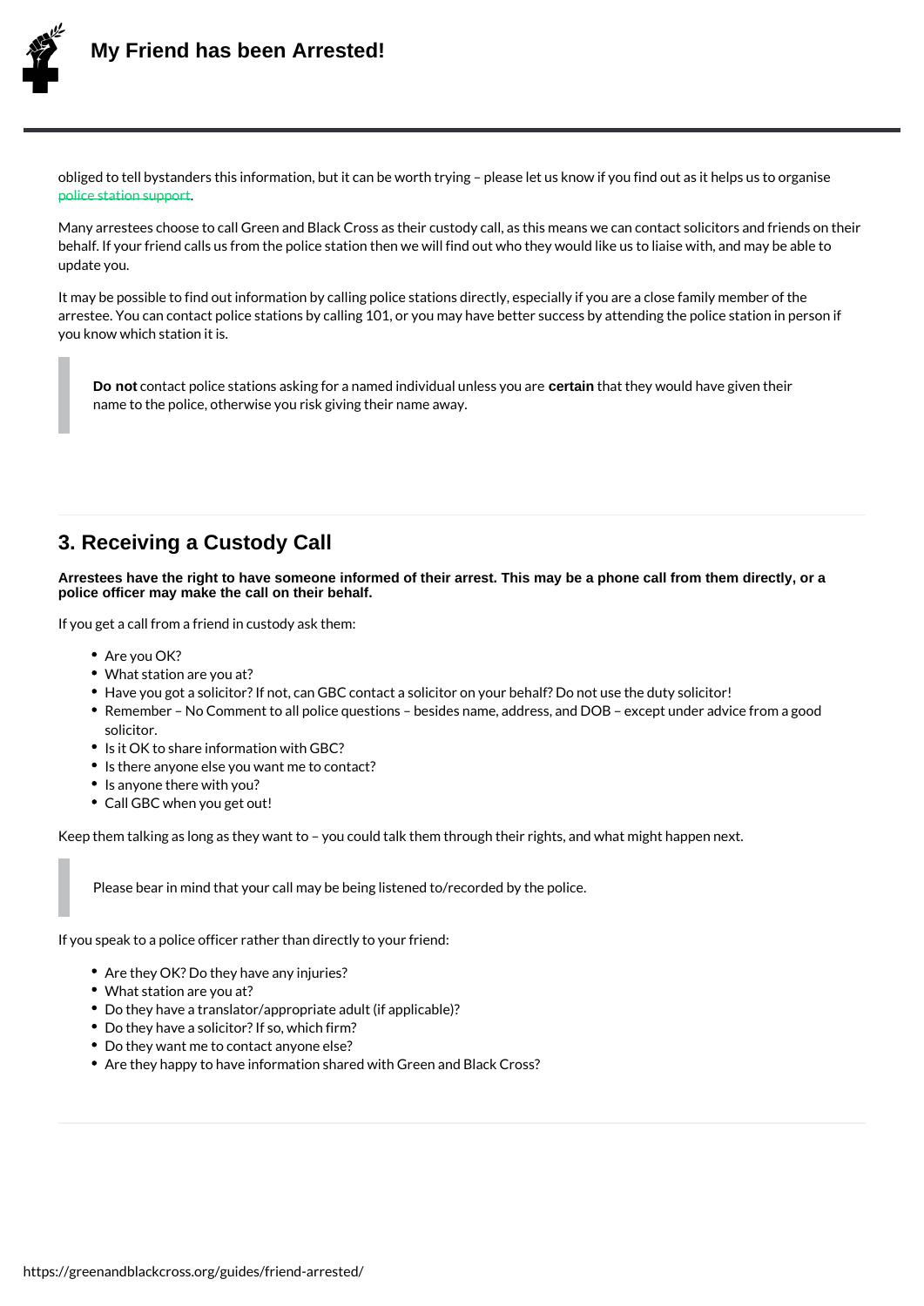obliged to tell bystanders this information, but it can be worth trying – please let us know if you find out as it helps us to organise [police station support](https://greenandblackcross.org/guides/friend-arrested/).

Many arrestees choose to call Green and Black Cross as their custody call, as this means we can contact solicitors and friends on their behalf. If your friend calls us from the police station then we will find out who they would like us to liaise with, and may be able to update you.

It may be possible to find out information by calling police stations directly, especially if you are a close family member of the arrestee. You can contact police stations by calling 101, or you may have better success by attending the police station in person if you know which station it is.

> **Do not** contact police stations asking for a named individual unless you are **certain** that they would have given their name to the police, otherwise you risk giving their name away.

## 3. Receiving a Custody Call

**Arrestees have the right to have someone informed of their arrest. This may be a phone call from them directly, or a police officer may make the call on their behalf.**

If you get a call from a friend in custody ask them:

- Are you OK?
- What station are you at?
- Have you got a solicitor? If not, can GBC contact a solicitor on your behalf? Do not use the duty solicitor!
- Remember – No Comment to all police questions – besides name, address, and DOB – except under advice from a good solicitor.
- Is it OK to share information with GBC?
- Is there anyone else you want me to contact?
- Is anyone there with you?
- Call GBC when you get out!

Keep them talking as long as they want to – you could talk them through their rights, and what might happen next.

> Please bear in mind that your call may be being listened to/recorded by the police.

If you speak to a police officer rather than directly to your friend:

- Are they OK? Do they have any injuries?
- What station are you at?
- Do they have a translator/appropriate adult (if applicable)?
- Do they have a solicitor? If so, which firm?
- Do they want me to contact anyone else?
- Are they happy to have information shared with Green and Black Cross?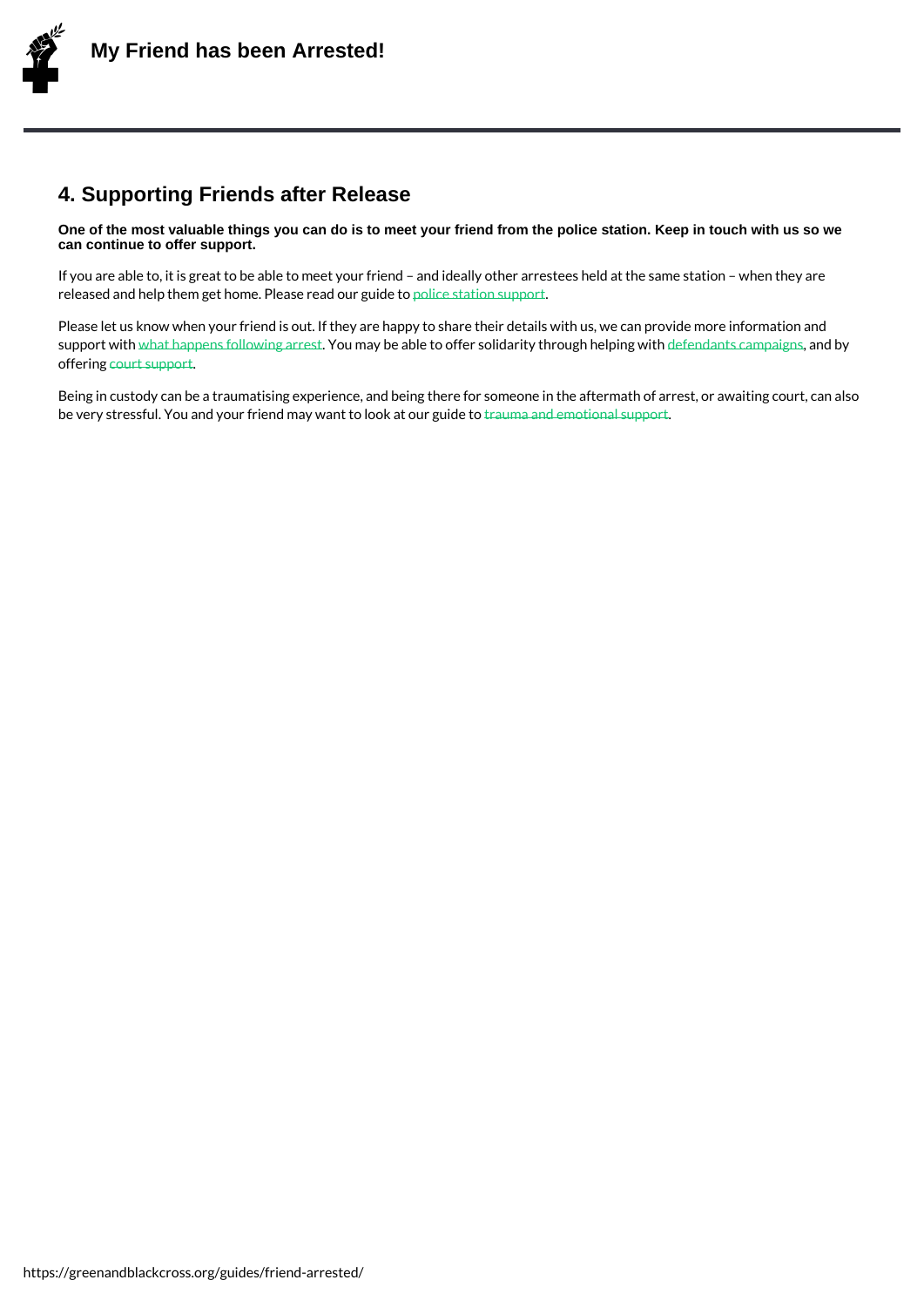## 4. Supporting Friends after Release

**One of the most valuable things you can do is to meet your friend from the police station. Keep in touch with us so we can continue to offer support.**

If you are able to, it is great to be able to meet your friend – and ideally other arrestees held at the same station – when they are released and help them get home. Please read our guide to police station support.

Please let us know when your friend is out. If they are happy to share their details with us, we can provide more information and support with what happens following arrest. You may be able to offer solidarity through helping with defendants campaigns, and by offering court support.

Being in custody can be a traumatising experience, and being there for someone in the aftermath of arrest, or awaiting court, can also be very stressful. You and your friend may want to look at our guide to trauma and emotional support.